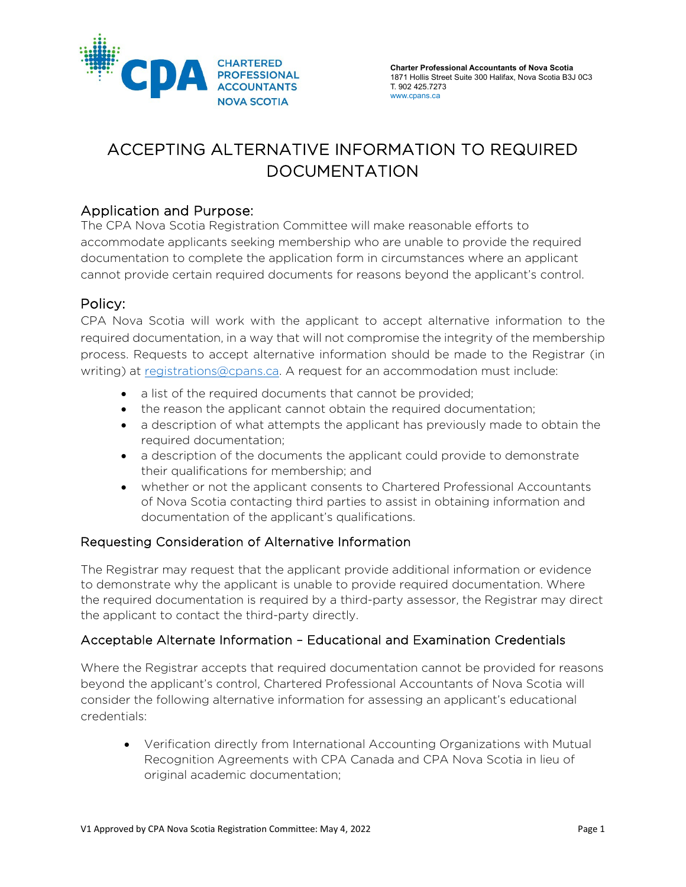Charter Professional Accountants of Nova Scotia
1871 Hollis Street Suite 300 Halifax, Nova Scotia B3J 0C3
T. 902 425.7273
www.cpans.ca

# ACCEPTING ALTERNATIVE INFORMATION TO REQUIRED DOCUMENTATION

## Application and Purpose:

The CPA Nova Scotia Registration Committee will make reasonable efforts to accommodate applicants seeking membership who are unable to provide the required documentation to complete the application form in circumstances where an applicant cannot provide certain required documents for reasons beyond the applicant's control.

## Policy:

CPA Nova Scotia will work with the applicant to accept alternative information to the required documentation, in a way that will not compromise the integrity of the membership process. Requests to accept alternative information should be made to the Registrar (in writing) at registrations@cpans.ca. A request for an accommodation must include:

- a list of the required documents that cannot be provided;
- the reason the applicant cannot obtain the required documentation;
- a description of what attempts the applicant has previously made to obtain the required documentation;
- a description of the documents the applicant could provide to demonstrate their qualifications for membership; and
- whether or not the applicant consents to Chartered Professional Accountants of Nova Scotia contacting third parties to assist in obtaining information and documentation of the applicant's qualifications.

### Requesting Consideration of Alternative Information

The Registrar may request that the applicant provide additional information or evidence to demonstrate why the applicant is unable to provide required documentation. Where the required documentation is required by a third-party assessor, the Registrar may direct the applicant to contact the third-party directly.

### Acceptable Alternate Information – Educational and Examination Credentials

Where the Registrar accepts that required documentation cannot be provided for reasons beyond the applicant's control, Chartered Professional Accountants of Nova Scotia will consider the following alternative information for assessing an applicant's educational credentials:

- Verification directly from International Accounting Organizations with Mutual Recognition Agreements with CPA Canada and CPA Nova Scotia in lieu of original academic documentation;

V1 Approved by CPA Nova Scotia Registration Committee: May 4, 2022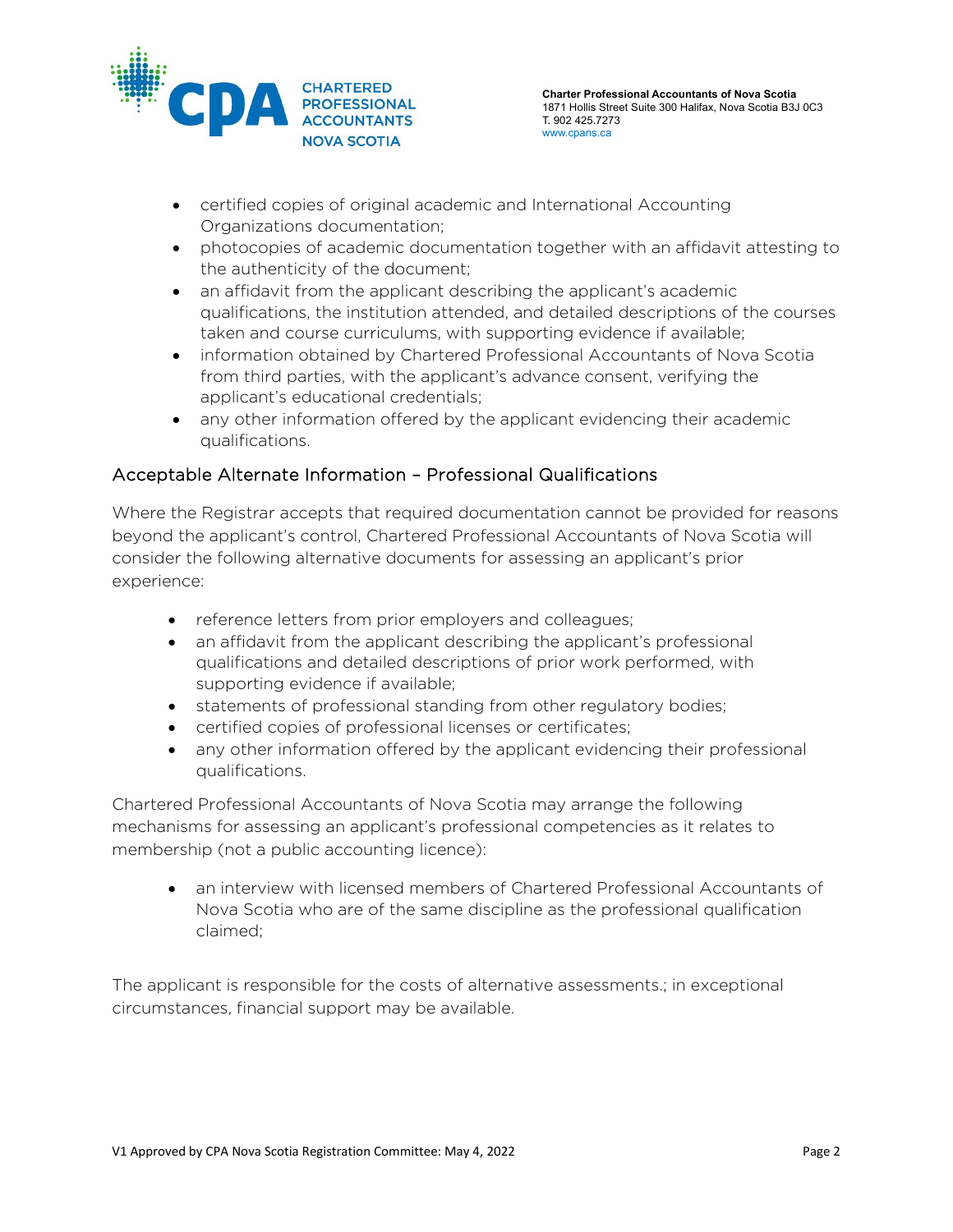- certified copies of original academic and International Accounting Organizations documentation;
- photocopies of academic documentation together with an affidavit attesting to the authenticity of the document;
- an affidavit from the applicant describing the applicant's academic qualifications, the institution attended, and detailed descriptions of the courses taken and course curriculums, with supporting evidence if available;
- information obtained by Chartered Professional Accountants of Nova Scotia from third parties, with the applicant's advance consent, verifying the applicant's educational credentials;
- any other information offered by the applicant evidencing their academic qualifications.

## Acceptable Alternate Information – Professional Qualifications

Where the Registrar accepts that required documentation cannot be provided for reasons beyond the applicant's control, Chartered Professional Accountants of Nova Scotia will consider the following alternative documents for assessing an applicant's prior experience:

- reference letters from prior employers and colleagues;
- an affidavit from the applicant describing the applicant's professional qualifications and detailed descriptions of prior work performed, with supporting evidence if available;
- statements of professional standing from other regulatory bodies;
- certified copies of professional licenses or certificates;
- any other information offered by the applicant evidencing their professional qualifications.

Chartered Professional Accountants of Nova Scotia may arrange the following mechanisms for assessing an applicant's professional competencies as it relates to membership (not a public accounting licence):

- an interview with licensed members of Chartered Professional Accountants of Nova Scotia who are of the same discipline as the professional qualification claimed;

The applicant is responsible for the costs of alternative assessments.; in exceptional circumstances, financial support may be available.